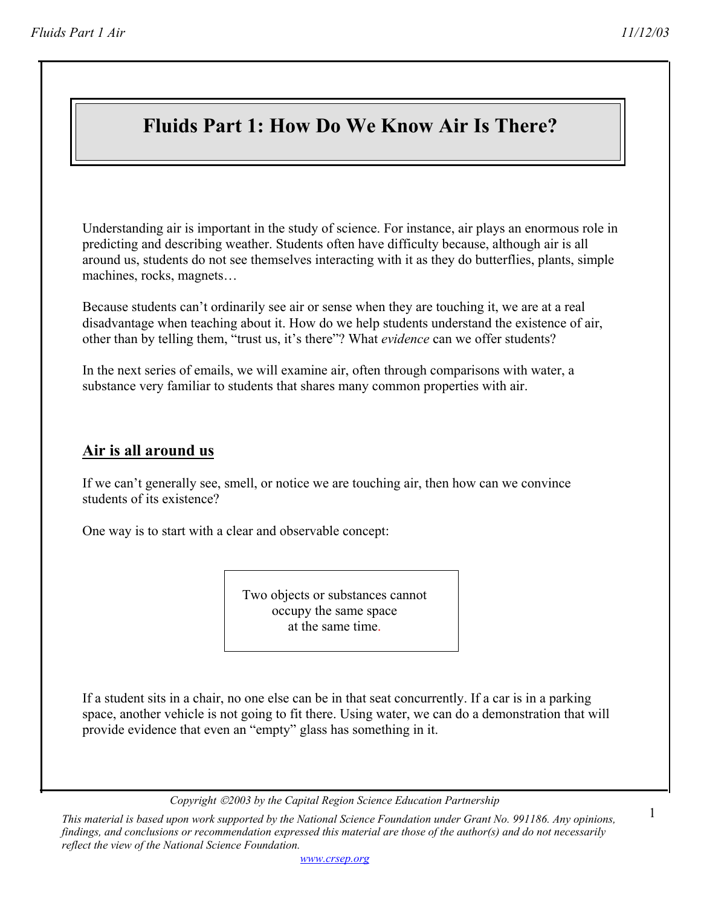# Fluids Part 1: How Do We Know Air Is There?

Understanding air is important in the study of science. For instance, air plays an enormous role in predicting and describing weather. Students often have difficulty because, although air is all around us, students do not see themselves interacting with it as they do butterflies, plants, simple machines, rocks, magnets…

Because students can't ordinarily see air or sense when they are touching it, we are at a real disadvantage when teaching about it. How do we help students understand the existence of air, other than by telling them, "trust us, it's there"? What *evidence* can we offer students?

In the next series of emails, we will examine air, often through comparisons with water, a substance very familiar to students that shares many common properties with air.

## Air is all around us

If we can't generally see, smell, or notice we are touching air, then how can we convince students of its existence?

One way is to start with a clear and observable concept:

> Two objects or substances cannot occupy the same space at the same time.

If a student sits in a chair, no one else can be in that seat concurrently. If a car is in a parking space, another vehicle is not going to fit there. Using water, we can do a demonstration that will provide evidence that even an "empty" glass has something in it.

*Copyright ©2003 by the Capital Region Science Education Partnership*

*This material is based upon work supported by the National Science Foundation under Grant No. 991186. Any opinions, findings, and conclusions or recommendation expressed this material are those of the author(s) and do not necessarily reflect the view of the National Science Foundation.*

www.crsep.org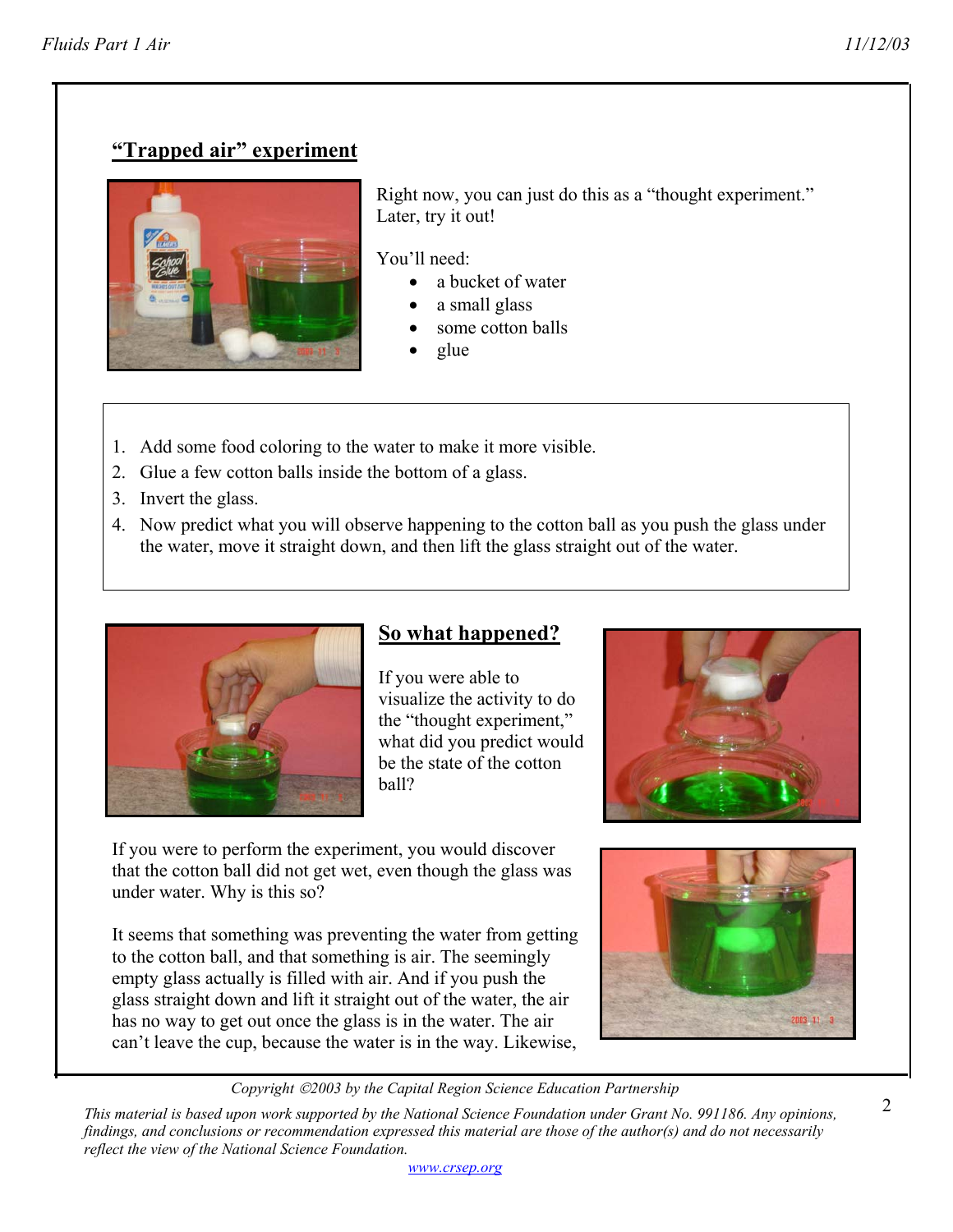## "Trapped air" experiment

Right now, you can just do this as a "thought experiment." Later, try it out!

You'll need:

- a bucket of water
- a small glass
- some cotton balls
- glue

1. Add some food coloring to the water to make it more visible.
2. Glue a few cotton balls inside the bottom of a glass.
3. Invert the glass.
4. Now predict what you will observe happening to the cotton ball as you push the glass under the water, move it straight down, and then lift the glass straight out of the water.

## So what happened?

If you were able to visualize the activity to do the "thought experiment," what did you predict would be the state of the cotton ball?

If you were to perform the experiment, you would discover that the cotton ball did not get wet, even though the glass was under water. Why is this so?

It seems that something was preventing the water from getting to the cotton ball, and that something is air. The seemingly empty glass actually is filled with air. And if you push the glass straight down and lift it straight out of the water, the air has no way to get out once the glass is in the water. The air can't leave the cup, because the water is in the way. Likewise,

*Copyright ©2003 by the Capital Region Science Education Partnership*

*This material is based upon work supported by the National Science Foundation under Grant No. 991186. Any opinions, findings, and conclusions or recommendation expressed this material are those of the author(s) and do not necessarily reflect the view of the National Science Foundation.*

www.crsep.org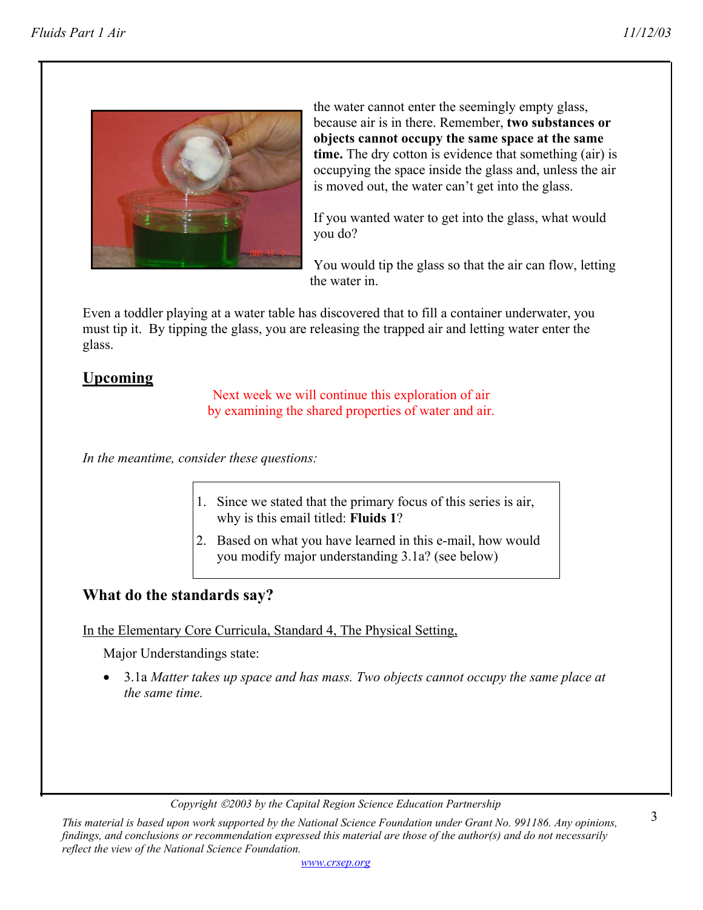the water cannot enter the seemingly empty glass, because air is in there. Remember, **two substances or objects cannot occupy the same space at the same time.** The dry cotton is evidence that something (air) is occupying the space inside the glass and, unless the air is moved out, the water can't get into the glass.

If you wanted water to get into the glass, what would you do?

You would tip the glass so that the air can flow, letting the water in.

Even a toddler playing at a water table has discovered that to fill a container underwater, you must tip it. By tipping the glass, you are releasing the trapped air and letting water enter the glass.

## Upcoming

Next week we will continue this exploration of air by examining the shared properties of water and air.

*In the meantime, consider these questions:*

1. Since we stated that the primary focus of this series is air, why is this email titled: **Fluids 1**?
2. Based on what you have learned in this e-mail, how would you modify major understanding 3.1a? (see below)

## What do the standards say?

In the Elementary Core Curricula, Standard 4, The Physical Setting,

Major Understandings state:

- 3.1a *Matter takes up space and has mass. Two objects cannot occupy the same place at the same time.*

*Copyright ©2003 by the Capital Region Science Education Partnership*

*This material is based upon work supported by the National Science Foundation under Grant No. 991186. Any opinions, findings, and conclusions or recommendation expressed this material are those of the author(s) and do not necessarily reflect the view of the National Science Foundation.*

www.crsep.org